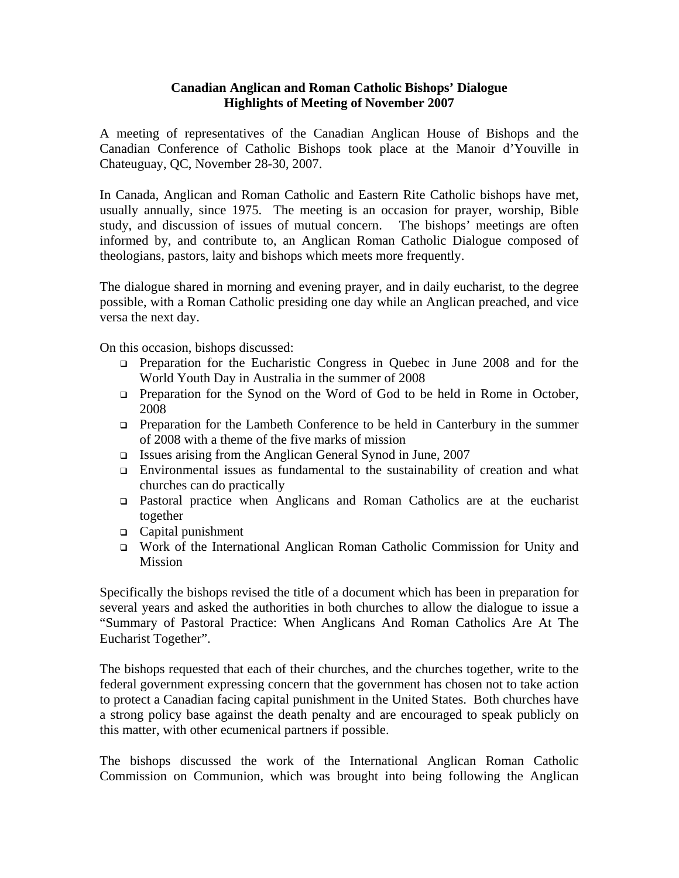**Canadian Anglican and Roman Catholic Bishops' Dialogue**
**Highlights of Meeting of November 2007**

A meeting of representatives of the Canadian Anglican House of Bishops and the Canadian Conference of Catholic Bishops took place at the Manoir d'Youville in Chateuguay, QC, November 28-30, 2007.

In Canada, Anglican and Roman Catholic and Eastern Rite Catholic bishops have met, usually annually, since 1975. The meeting is an occasion for prayer, worship, Bible study, and discussion of issues of mutual concern. The bishops' meetings are often informed by, and contribute to, an Anglican Roman Catholic Dialogue composed of theologians, pastors, laity and bishops which meets more frequently.

The dialogue shared in morning and evening prayer, and in daily eucharist, to the degree possible, with a Roman Catholic presiding one day while an Anglican preached, and vice versa the next day.

On this occasion, bishops discussed:

- Preparation for the Eucharistic Congress in Quebec in June 2008 and for the World Youth Day in Australia in the summer of 2008
- Preparation for the Synod on the Word of God to be held in Rome in October, 2008
- Preparation for the Lambeth Conference to be held in Canterbury in the summer of 2008 with a theme of the five marks of mission
- Issues arising from the Anglican General Synod in June, 2007
- Environmental issues as fundamental to the sustainability of creation and what churches can do practically
- Pastoral practice when Anglicans and Roman Catholics are at the eucharist together
- Capital punishment
- Work of the International Anglican Roman Catholic Commission for Unity and Mission

Specifically the bishops revised the title of a document which has been in preparation for several years and asked the authorities in both churches to allow the dialogue to issue a "Summary of Pastoral Practice: When Anglicans And Roman Catholics Are At The Eucharist Together".

The bishops requested that each of their churches, and the churches together, write to the federal government expressing concern that the government has chosen not to take action to protect a Canadian facing capital punishment in the United States. Both churches have a strong policy base against the death penalty and are encouraged to speak publicly on this matter, with other ecumenical partners if possible.

The bishops discussed the work of the International Anglican Roman Catholic Commission on Communion, which was brought into being following the Anglican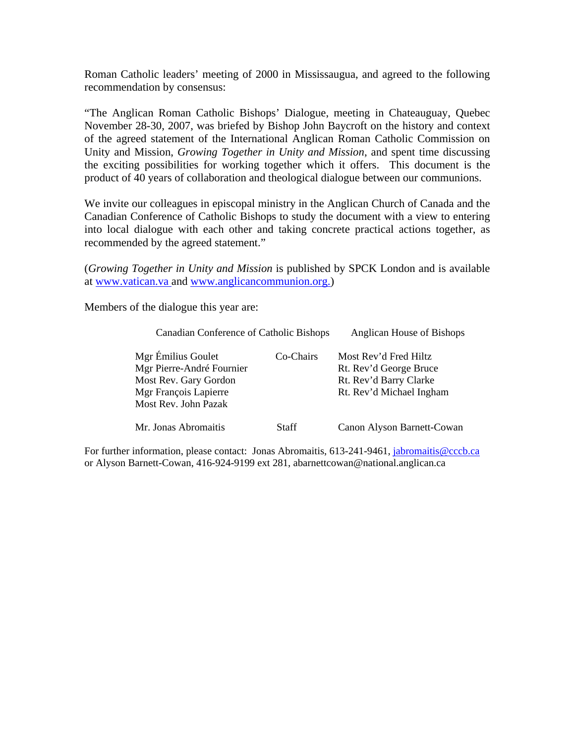Roman Catholic leaders' meeting of 2000 in Mississaugua, and agreed to the following recommendation by consensus:

"The Anglican Roman Catholic Bishops' Dialogue, meeting in Chateauguay, Quebec November 28-30, 2007, was briefed by Bishop John Baycroft on the history and context of the agreed statement of the International Anglican Roman Catholic Commission on Unity and Mission, *Growing Together in Unity and Mission*, and spent time discussing the exciting possibilities for working together which it offers. This document is the product of 40 years of collaboration and theological dialogue between our communions.

We invite our colleagues in episcopal ministry in the Anglican Church of Canada and the Canadian Conference of Catholic Bishops to study the document with a view to entering into local dialogue with each other and taking concrete practical actions together, as recommended by the agreed statement."

(*Growing Together in Unity and Mission* is published by SPCK London and is available at www.vatican.va and www.anglicancommunion.org.)

Members of the dialogue this year are:

| Canadian Conference of Catholic Bishops | | Anglican House of Bishops |
|---|---|---|
| Mgr Émilius Goulet | Co-Chairs | Most Rev'd Fred Hiltz |
| Mgr Pierre-André Fournier | | Rt. Rev'd George Bruce |
| Most Rev. Gary Gordon | | Rt. Rev'd Barry Clarke |
| Mgr François Lapierre | | Rt. Rev'd Michael Ingham |
| Most Rev. John Pazak | | |
| Mr. Jonas Abromaitis | Staff | Canon Alyson Barnett-Cowan |

For further information, please contact: Jonas Abromaitis, 613-241-9461, jabromaitis@cccb.ca or Alyson Barnett-Cowan, 416-924-9199 ext 281, abarnettcowan@national.anglican.ca